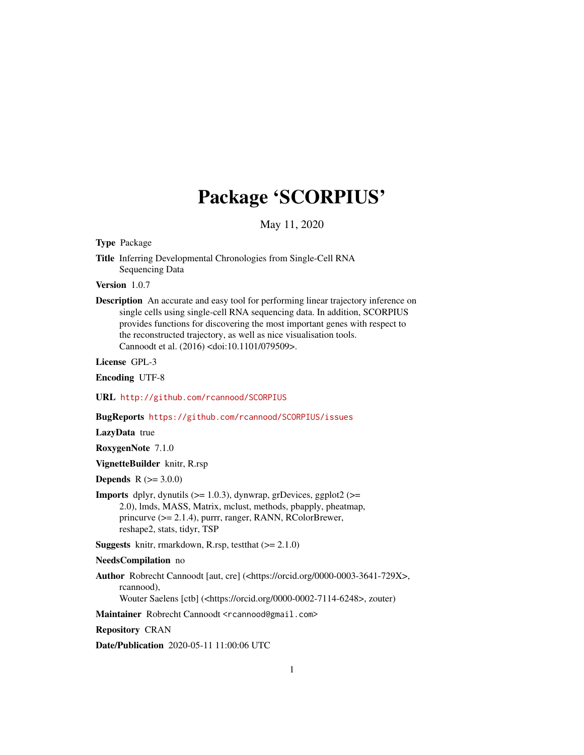# Package 'SCORPIUS'

May 11, 2020

**Type** Package

**Title** Inferring Developmental Chronologies from Single-Cell RNA Sequencing Data

**Version** 1.0.7

**Description** An accurate and easy tool for performing linear trajectory inference on single cells using single-cell RNA sequencing data. In addition, SCORPIUS provides functions for discovering the most important genes with respect to the reconstructed trajectory, as well as nice visualisation tools. Cannoodt et al. (2016) <doi:10.1101/079509>.

**License** GPL-3

**Encoding** UTF-8

**URL** http://github.com/rcannood/SCORPIUS

**BugReports** https://github.com/rcannood/SCORPIUS/issues

**LazyData** true

**RoxygenNote** 7.1.0

**VignetteBuilder** knitr, R.rsp

**Depends** R (>= 3.0.0)

**Imports** dplyr, dynutils (>= 1.0.3), dynwrap, grDevices, ggplot2 (>= 2.0), lmds, MASS, Matrix, mclust, methods, pbapply, pheatmap, princurve (>= 2.1.4), purrr, ranger, RANN, RColorBrewer, reshape2, stats, tidyr, TSP

**Suggests** knitr, rmarkdown, R.rsp, testthat (>= 2.1.0)

**NeedsCompilation** no

**Author** Robrecht Cannoodt [aut, cre] (<https://orcid.org/0000-0003-3641-729X>, rcannood), Wouter Saelens [ctb] (<https://orcid.org/0000-0002-7114-6248>, zouter)

**Maintainer** Robrecht Cannoodt <rcannood@gmail.com>

**Repository** CRAN

**Date/Publication** 2020-05-11 11:00:06 UTC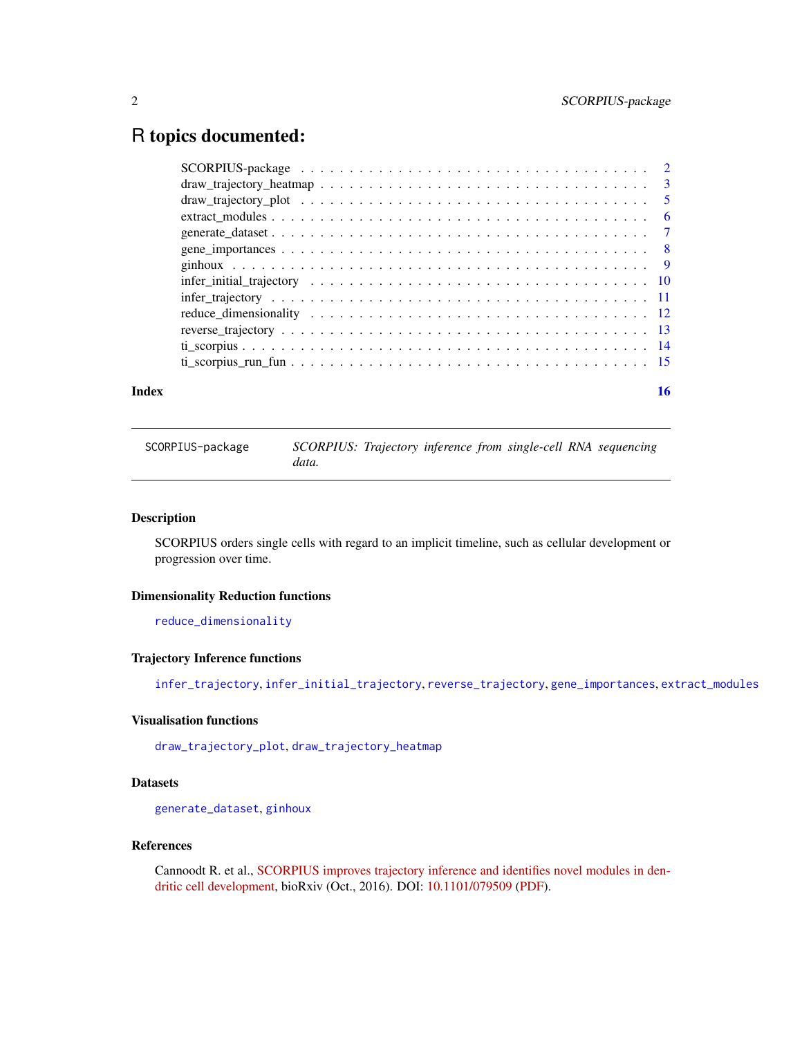# R topics documented:

| | |
|---|---|
| SCORPIUS-package | 2 |
| draw_trajectory_heatmap | 3 |
| draw_trajectory_plot | 5 |
| extract_modules | 6 |
| generate_dataset | 7 |
| gene_importances | 8 |
| ginhoux | 9 |
| infer_initial_trajectory | 10 |
| infer_trajectory | 11 |
| reduce_dimensionality | 12 |
| reverse_trajectory | 13 |
| ti_scorpius | 14 |
| ti_scorpius_run_fun | 15 |
| **Index** | **16** |

---

`SCORPIUS-package` *SCORPIUS: Trajectory inference from single-cell RNA sequencing data.*

---

### Description

SCORPIUS orders single cells with regard to an implicit timeline, such as cellular development or progression over time.

### Dimensionality Reduction functions

`reduce_dimensionality`

### Trajectory Inference functions

`infer_trajectory`, `infer_initial_trajectory`, `reverse_trajectory`, `gene_importances`, `extract_modules`

### Visualisation functions

`draw_trajectory_plot`, `draw_trajectory_heatmap`

### Datasets

`generate_dataset`, `ginhoux`

### References

Cannoodt R. et al., SCORPIUS improves trajectory inference and identifies novel modules in dendritic cell development, bioRxiv (Oct., 2016). DOI: 10.1101/079509 (PDF).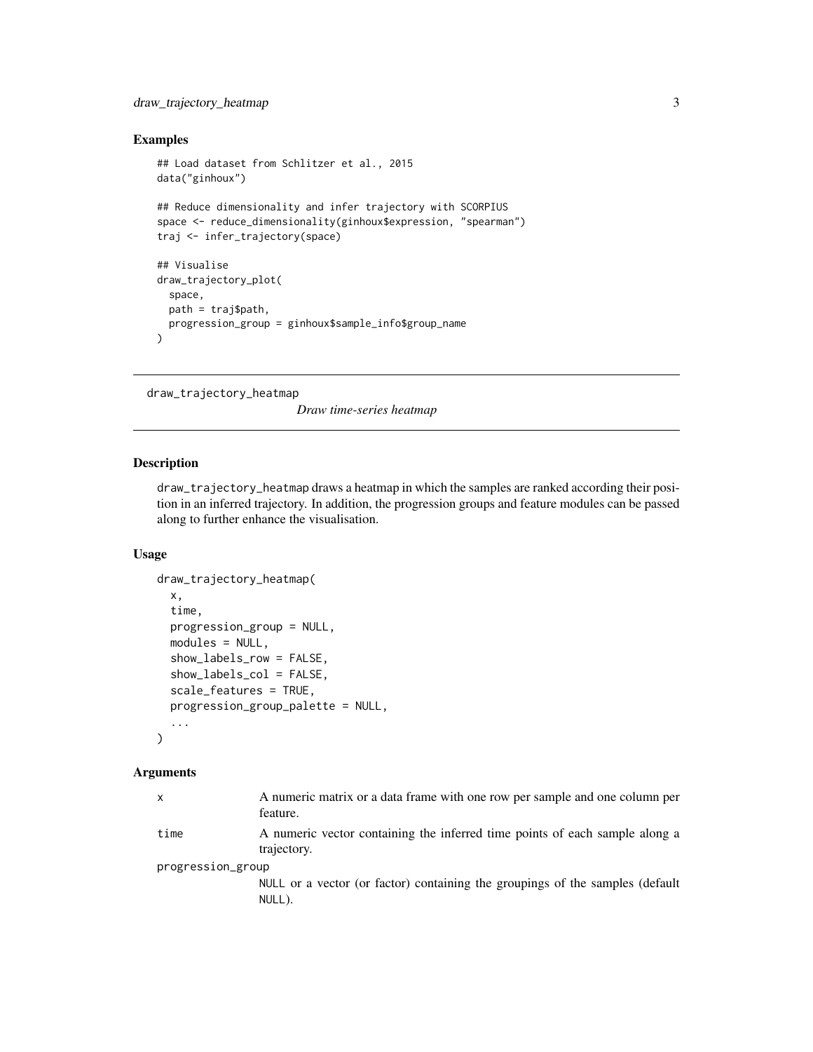## Examples

```
## Load dataset from Schlitzer et al., 2015
data("ginhoux")

## Reduce dimensionality and infer trajectory with SCORPIUS
space <- reduce_dimensionality(ginhoux$expression, "spearman")
traj <- infer_trajectory(space)

## Visualise
draw_trajectory_plot(
  space,
  path = traj$path,
  progression_group = ginhoux$sample_info$group_name
)
```

---

# draw_trajectory_heatmap

*Draw time-series heatmap*

---

## Description

`draw_trajectory_heatmap` draws a heatmap in which the samples are ranked according their position in an inferred trajectory. In addition, the progression groups and feature modules can be passed along to further enhance the visualisation.

## Usage

```
draw_trajectory_heatmap(
  x,
  time,
  progression_group = NULL,
  modules = NULL,
  show_labels_row = FALSE,
  show_labels_col = FALSE,
  scale_features = TRUE,
  progression_group_palette = NULL,
  ...
)
```

## Arguments

| | |
|---|---|
| `x` | A numeric matrix or a data frame with one row per sample and one column per feature. |
| `time` | A numeric vector containing the inferred time points of each sample along a trajectory. |
| `progression_group` | `NULL` or a vector (or factor) containing the groupings of the samples (default `NULL`). |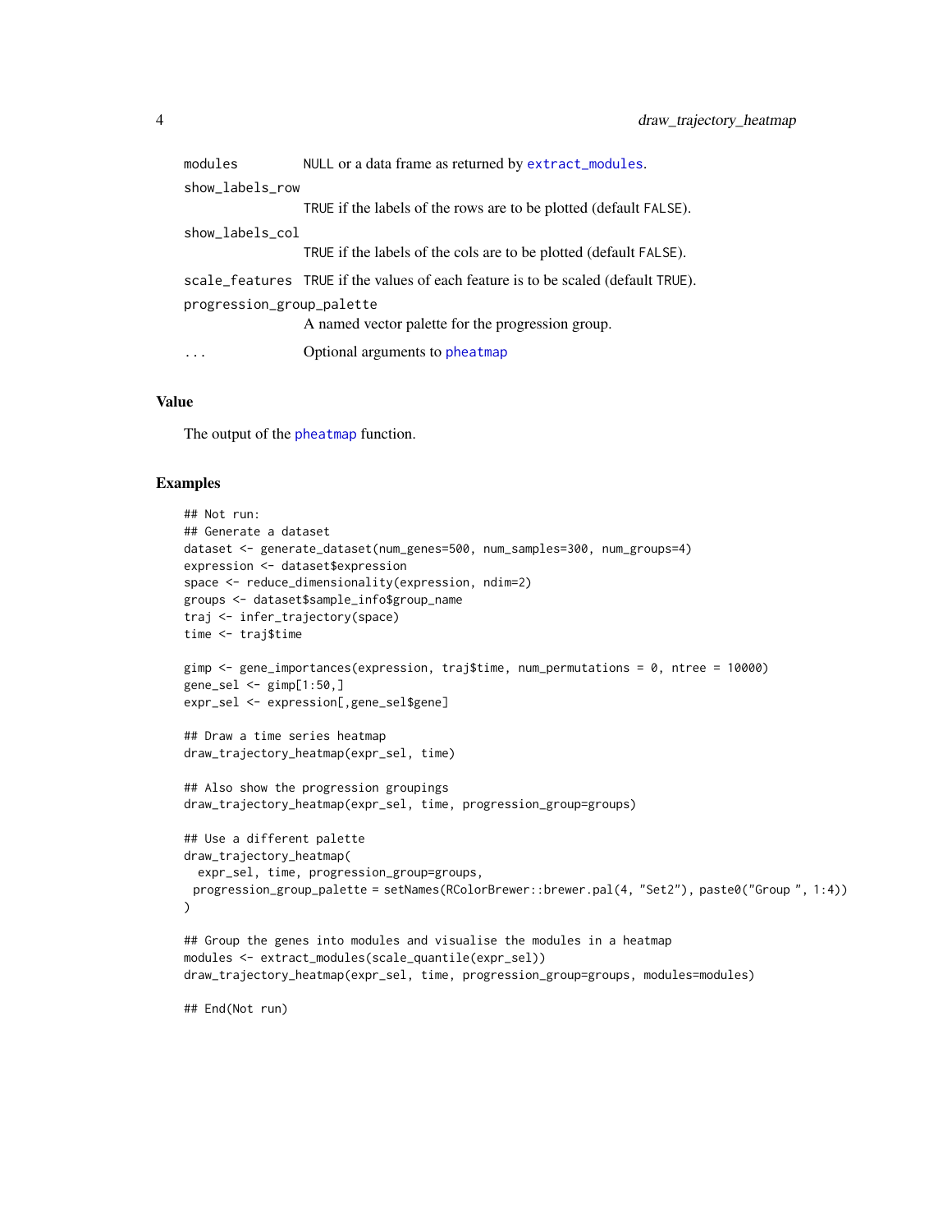| | |
|---|---|
| `modules` | `NULL` or a data frame as returned by `extract_modules`. |
| `show_labels_row` | `TRUE` if the labels of the rows are to be plotted (default `FALSE`). |
| `show_labels_col` | `TRUE` if the labels of the cols are to be plotted (default `FALSE`). |
| `scale_features` | `TRUE` if the values of each feature is to be scaled (default `TRUE`). |
| `progression_group_palette` | A named vector palette for the progression group. |
| `...` | Optional arguments to `pheatmap` |

### Value

The output of the `pheatmap` function.

### Examples

```
## Not run:
## Generate a dataset
dataset <- generate_dataset(num_genes=500, num_samples=300, num_groups=4)
expression <- dataset$expression
space <- reduce_dimensionality(expression, ndim=2)
groups <- dataset$sample_info$group_name
traj <- infer_trajectory(space)
time <- traj$time

gimp <- gene_importances(expression, traj$time, num_permutations = 0, ntree = 10000)
gene_sel <- gimp[1:50,]
expr_sel <- expression[,gene_sel$gene]

## Draw a time series heatmap
draw_trajectory_heatmap(expr_sel, time)

## Also show the progression groupings
draw_trajectory_heatmap(expr_sel, time, progression_group=groups)

## Use a different palette
draw_trajectory_heatmap(
  expr_sel, time, progression_group=groups,
 progression_group_palette = setNames(RColorBrewer::brewer.pal(4, "Set2"), paste0("Group ", 1:4))
)

## Group the genes into modules and visualise the modules in a heatmap
modules <- extract_modules(scale_quantile(expr_sel))
draw_trajectory_heatmap(expr_sel, time, progression_group=groups, modules=modules)

## End(Not run)
```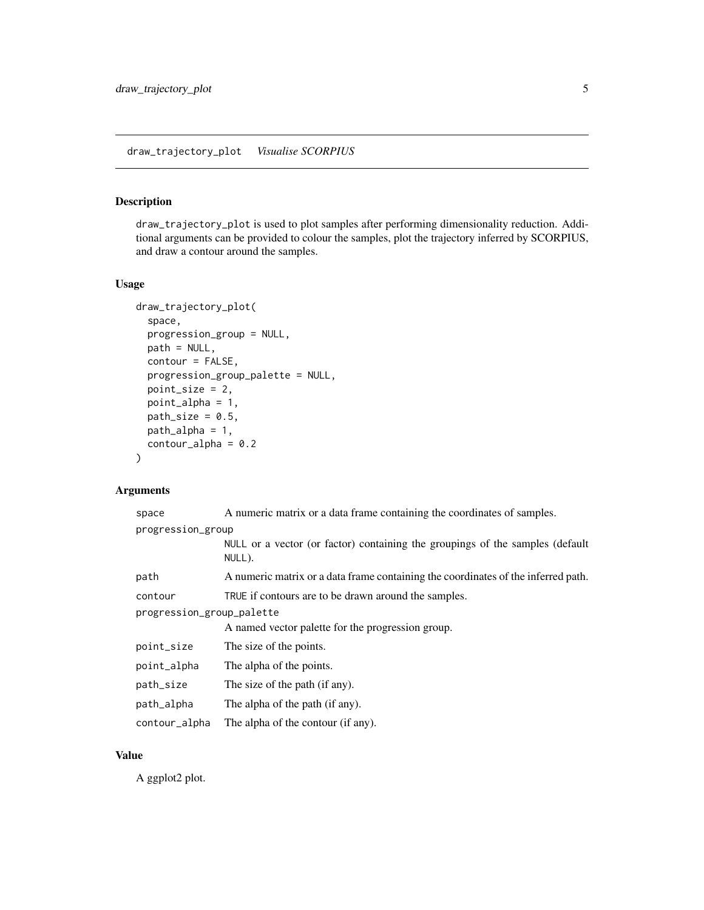## draw_trajectory_plot *Visualise SCORPIUS*

### Description

draw_trajectory_plot is used to plot samples after performing dimensionality reduction. Additional arguments can be provided to colour the samples, plot the trajectory inferred by SCORPIUS, and draw a contour around the samples.

### Usage

```
draw_trajectory_plot(
  space,
  progression_group = NULL,
  path = NULL,
  contour = FALSE,
  progression_group_palette = NULL,
  point_size = 2,
  point_alpha = 1,
  path_size = 0.5,
  path_alpha = 1,
  contour_alpha = 0.2
)
```

### Arguments

| Argument | Description |
|---|---|
| space | A numeric matrix or a data frame containing the coordinates of samples. |
| progression_group | NULL or a vector (or factor) containing the groupings of the samples (default NULL). |
| path | A numeric matrix or a data frame containing the coordinates of the inferred path. |
| contour | TRUE if contours are to be drawn around the samples. |
| progression_group_palette | A named vector palette for the progression group. |
| point_size | The size of the points. |
| point_alpha | The alpha of the points. |
| path_size | The size of the path (if any). |
| path_alpha | The alpha of the path (if any). |
| contour_alpha | The alpha of the contour (if any). |

### Value

A ggplot2 plot.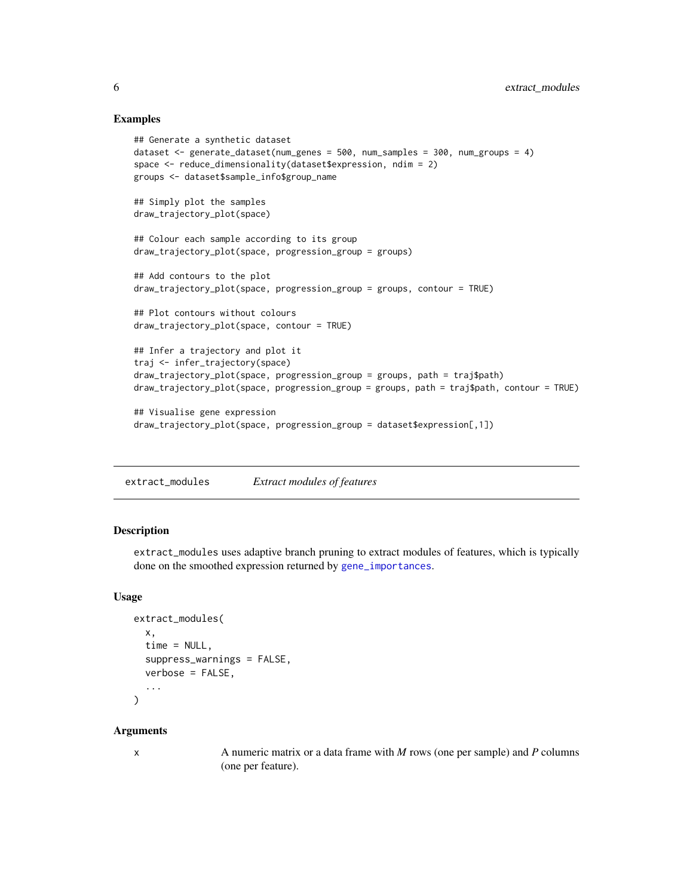### Examples

```
## Generate a synthetic dataset
dataset <- generate_dataset(num_genes = 500, num_samples = 300, num_groups = 4)
space <- reduce_dimensionality(dataset$expression, ndim = 2)
groups <- dataset$sample_info$group_name

## Simply plot the samples
draw_trajectory_plot(space)

## Colour each sample according to its group
draw_trajectory_plot(space, progression_group = groups)

## Add contours to the plot
draw_trajectory_plot(space, progression_group = groups, contour = TRUE)

## Plot contours without colours
draw_trajectory_plot(space, contour = TRUE)

## Infer a trajectory and plot it
traj <- infer_trajectory(space)
draw_trajectory_plot(space, progression_group = groups, path = traj$path)
draw_trajectory_plot(space, progression_group = groups, path = traj$path, contour = TRUE)

## Visualise gene expression
draw_trajectory_plot(space, progression_group = dataset$expression[,1])
```

---

## extract_modules *Extract modules of features*

### Description

extract_modules uses adaptive branch pruning to extract modules of features, which is typically done on the smoothed expression returned by gene_importances.

### Usage

```
extract_modules(
  x,
  time = NULL,
  suppress_warnings = FALSE,
  verbose = FALSE,
  ...
)
```

### Arguments

| | |
|---|---|
| x | A numeric matrix or a data frame with *M* rows (one per sample) and *P* columns (one per feature). |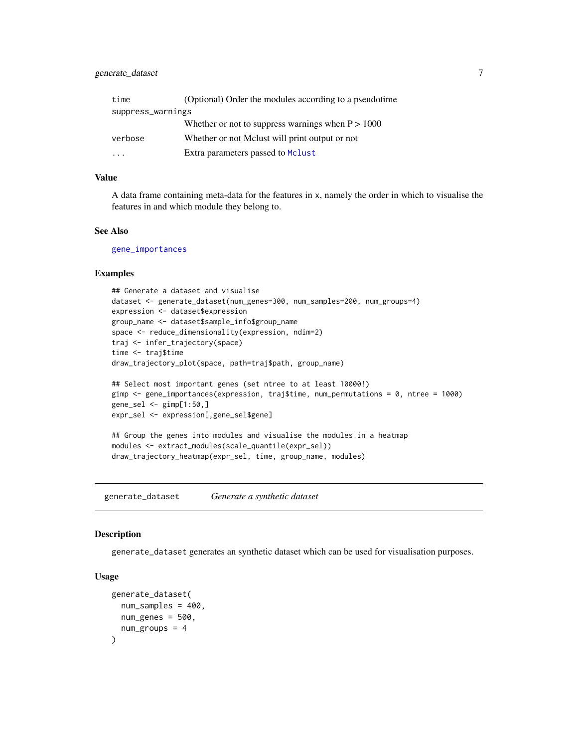| | |
|---|---|
| `time` | (Optional) Order the modules according to a pseudotime |
| `suppress_warnings` | Whether or not to suppress warnings when P > 1000 |
| `verbose` | Whether or not Mclust will print output or not |
| `...` | Extra parameters passed to `Mclust` |

### Value

A data frame containing meta-data for the features in x, namely the order in which to visualise the features in and which module they belong to.

### See Also

`gene_importances`

### Examples

```
## Generate a dataset and visualise
dataset <- generate_dataset(num_genes=300, num_samples=200, num_groups=4)
expression <- dataset$expression
group_name <- dataset$sample_info$group_name
space <- reduce_dimensionality(expression, ndim=2)
traj <- infer_trajectory(space)
time <- traj$time
draw_trajectory_plot(space, path=traj$path, group_name)

## Select most important genes (set ntree to at least 10000!)
gimp <- gene_importances(expression, traj$time, num_permutations = 0, ntree = 1000)
gene_sel <- gimp[1:50,]
expr_sel <- expression[,gene_sel$gene]

## Group the genes into modules and visualise the modules in a heatmap
modules <- extract_modules(scale_quantile(expr_sel))
draw_trajectory_heatmap(expr_sel, time, group_name, modules)
```

---

## `generate_dataset` *Generate a synthetic dataset*

---

### Description

`generate_dataset` generates an synthetic dataset which can be used for visualisation purposes.

### Usage

```
generate_dataset(
  num_samples = 400,
  num_genes = 500,
  num_groups = 4
)
```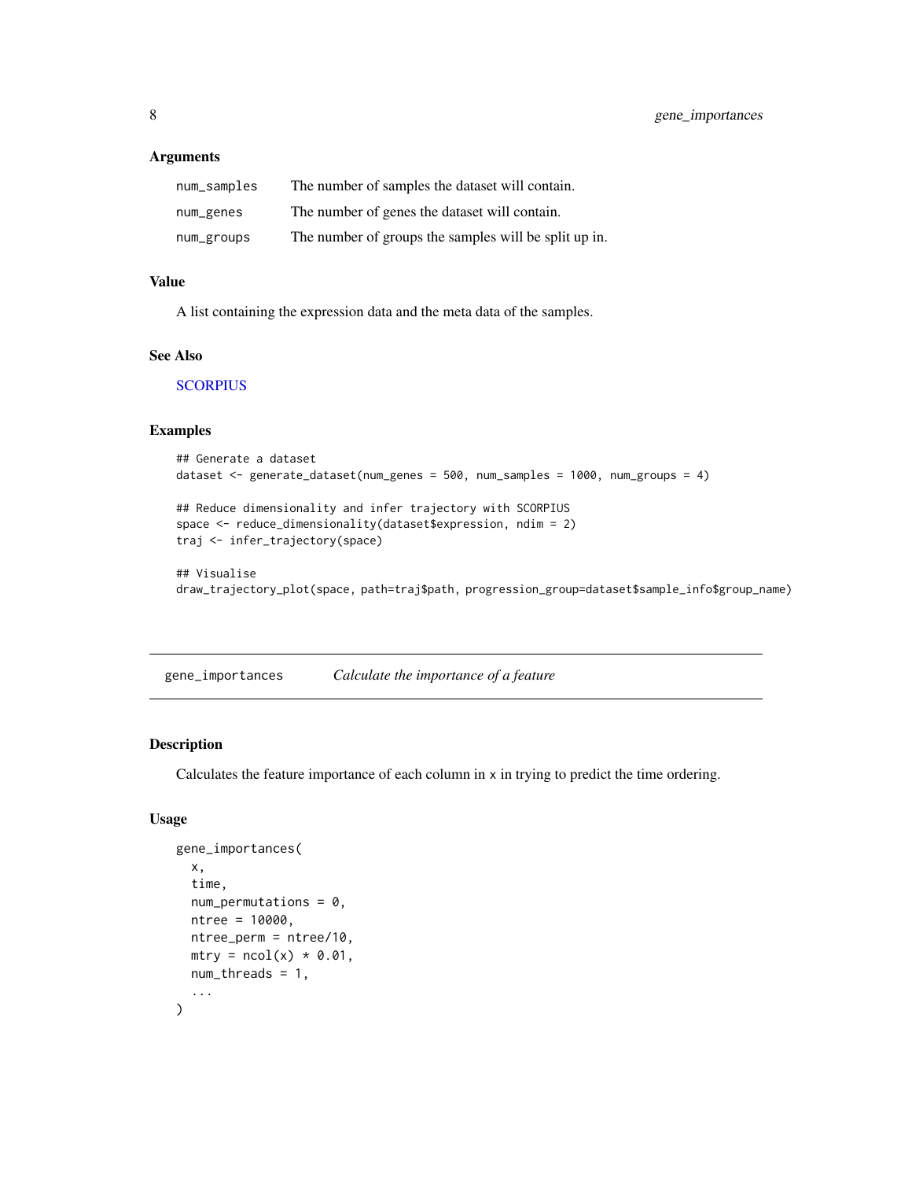### Arguments

| | |
|---|---|
| num_samples | The number of samples the dataset will contain. |
| num_genes | The number of genes the dataset will contain. |
| num_groups | The number of groups the samples will be split up in. |

### Value

A list containing the expression data and the meta data of the samples.

### See Also

SCORPIUS

### Examples

```
## Generate a dataset
dataset <- generate_dataset(num_genes = 500, num_samples = 1000, num_groups = 4)

## Reduce dimensionality and infer trajectory with SCORPIUS
space <- reduce_dimensionality(dataset$expression, ndim = 2)
traj <- infer_trajectory(space)

## Visualise
draw_trajectory_plot(space, path=traj$path, progression_group=dataset$sample_info$group_name)
```

---

## gene_importances &nbsp;&nbsp;&nbsp; *Calculate the importance of a feature*

### Description

Calculates the feature importance of each column in x in trying to predict the time ordering.

### Usage

```
gene_importances(
  x,
  time,
  num_permutations = 0,
  ntree = 10000,
  ntree_perm = ntree/10,
  mtry = ncol(x) * 0.01,
  num_threads = 1,
  ...
)
```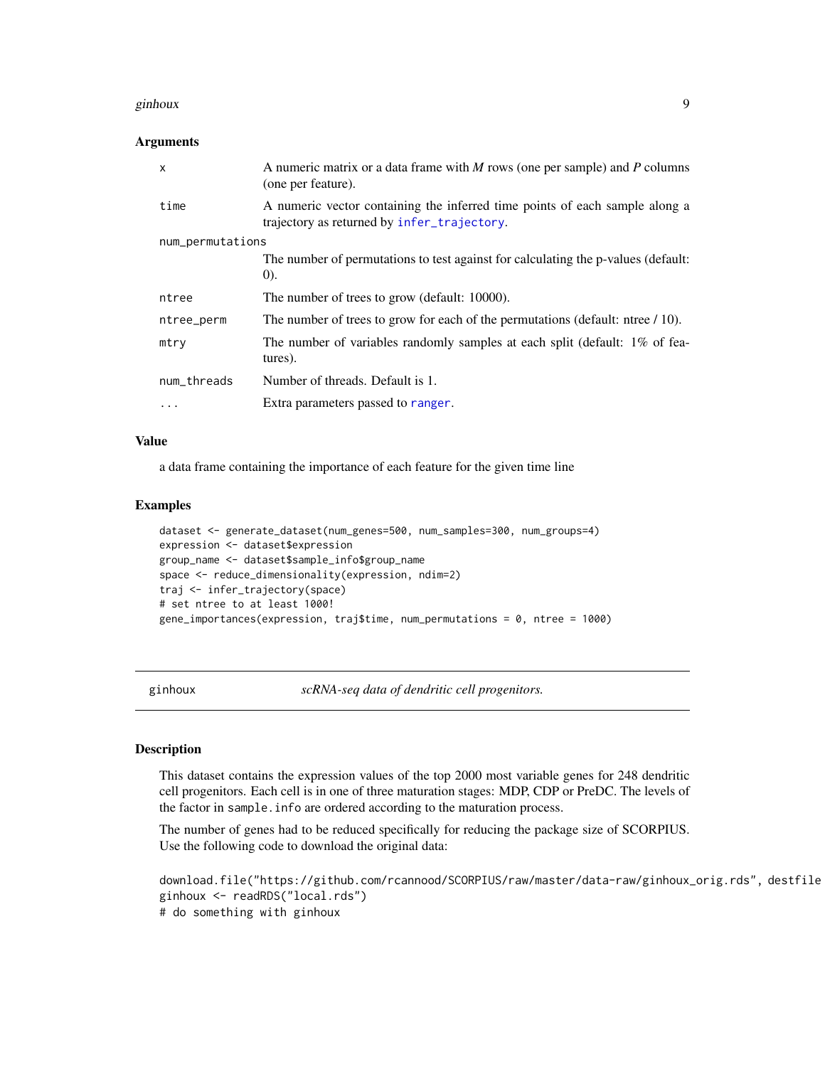### Arguments

| | |
|---|---|
| `x` | A numeric matrix or a data frame with *M* rows (one per sample) and *P* columns (one per feature). |
| `time` | A numeric vector containing the inferred time points of each sample along a trajectory as returned by `infer_trajectory`. |
| `num_permutations` | The number of permutations to test against for calculating the p-values (default: 0). |
| `ntree` | The number of trees to grow (default: 10000). |
| `ntree_perm` | The number of trees to grow for each of the permutations (default: ntree / 10). |
| `mtry` | The number of variables randomly samples at each split (default: 1% of features). |
| `num_threads` | Number of threads. Default is 1. |
| `...` | Extra parameters passed to `ranger`. |

### Value

a data frame containing the importance of each feature for the given time line

### Examples

```
dataset <- generate_dataset(num_genes=500, num_samples=300, num_groups=4)
expression <- dataset$expression
group_name <- dataset$sample_info$group_name
space <- reduce_dimensionality(expression, ndim=2)
traj <- infer_trajectory(space)
# set ntree to at least 1000!
gene_importances(expression, traj$time, num_permutations = 0, ntree = 1000)
```

---

## ginhoux — *scRNA-seq data of dendritic cell progenitors.*

### Description

This dataset contains the expression values of the top 2000 most variable genes for 248 dendritic cell progenitors. Each cell is in one of three maturation stages: MDP, CDP or PreDC. The levels of the factor in `sample.info` are ordered according to the maturation process.

The number of genes had to be reduced specifically for reducing the package size of SCORPIUS. Use the following code to download the original data:

```
download.file("https://github.com/rcannood/SCORPIUS/raw/master/data-raw/ginhoux_orig.rds", destfile
ginhoux <- readRDS("local.rds")
# do something with ginhoux
```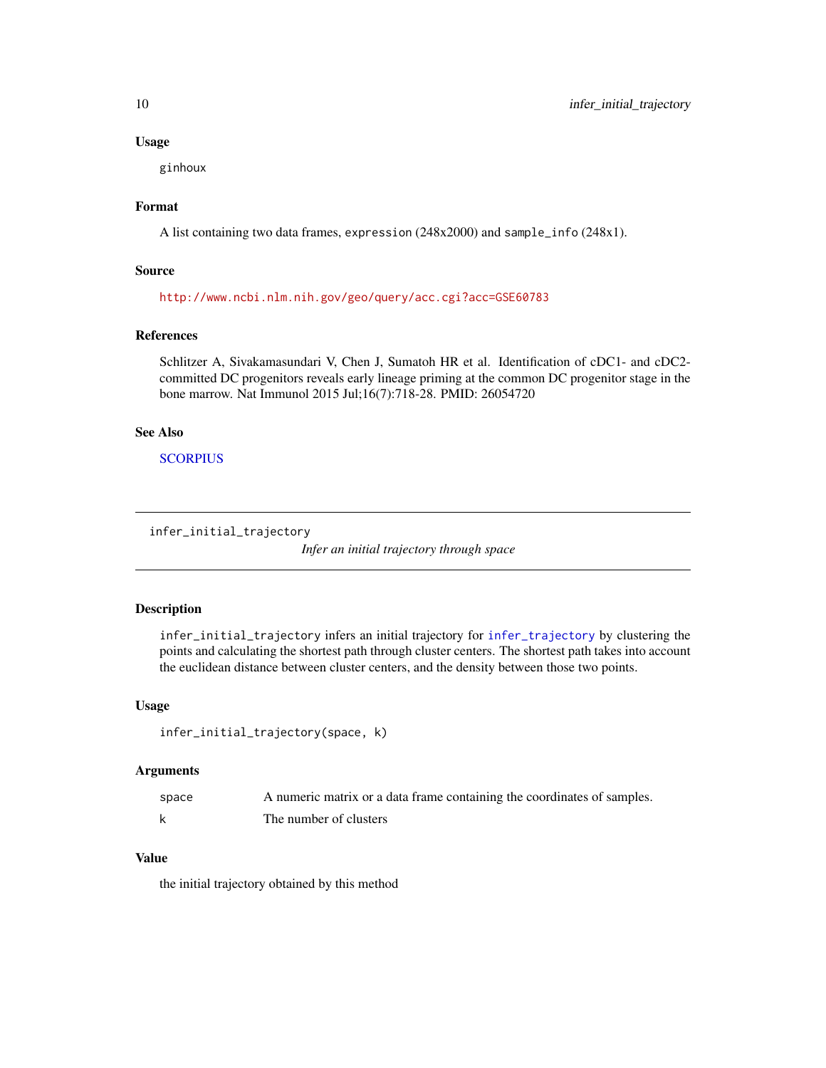### Usage

```
ginhoux
```

### Format

A list containing two data frames, `expression` (248x2000) and `sample_info` (248x1).

### Source

http://www.ncbi.nlm.nih.gov/geo/query/acc.cgi?acc=GSE60783

### References

Schlitzer A, Sivakamasundari V, Chen J, Sumatoh HR et al. Identification of cDC1- and cDC2-committed DC progenitors reveals early lineage priming at the common DC progenitor stage in the bone marrow. Nat Immunol 2015 Jul;16(7):718-28. PMID: 26054720

### See Also

SCORPIUS

---

## infer_initial_trajectory

*Infer an initial trajectory through space*

---

### Description

`infer_initial_trajectory` infers an initial trajectory for `infer_trajectory` by clustering the points and calculating the shortest path through cluster centers. The shortest path takes into account the euclidean distance between cluster centers, and the density between those two points.

### Usage

```
infer_initial_trajectory(space, k)
```

### Arguments

| | |
|---|---|
| `space` | A numeric matrix or a data frame containing the coordinates of samples. |
| `k` | The number of clusters |

### Value

the initial trajectory obtained by this method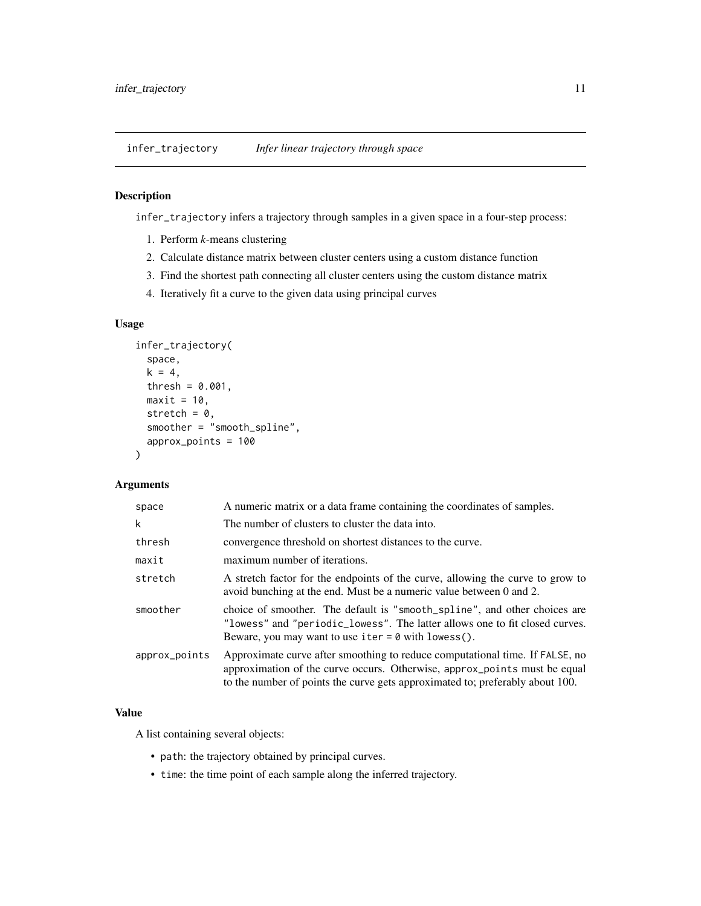## infer_trajectory — *Infer linear trajectory through space*

### Description

`infer_trajectory` infers a trajectory through samples in a given space in a four-step process:

1. Perform *k*-means clustering
2. Calculate distance matrix between cluster centers using a custom distance function
3. Find the shortest path connecting all cluster centers using the custom distance matrix
4. Iteratively fit a curve to the given data using principal curves

### Usage

```
infer_trajectory(
  space,
  k = 4,
  thresh = 0.001,
  maxit = 10,
  stretch = 0,
  smoother = "smooth_spline",
  approx_points = 100
)
```

### Arguments

| Argument | Description |
|---|---|
| `space` | A numeric matrix or a data frame containing the coordinates of samples. |
| `k` | The number of clusters to cluster the data into. |
| `thresh` | convergence threshold on shortest distances to the curve. |
| `maxit` | maximum number of iterations. |
| `stretch` | A stretch factor for the endpoints of the curve, allowing the curve to grow to avoid bunching at the end. Must be a numeric value between 0 and 2. |
| `smoother` | choice of smoother. The default is `"smooth_spline"`, and other choices are `"lowess"` and `"periodic_lowess"`. The latter allows one to fit closed curves. Beware, you may want to use `iter = 0` with `lowess()`. |
| `approx_points` | Approximate curve after smoothing to reduce computational time. If `FALSE`, no approximation of the curve occurs. Otherwise, `approx_points` must be equal to the number of points the curve gets approximated to; preferably about 100. |

### Value

A list containing several objects:

- `path`: the trajectory obtained by principal curves.
- `time`: the time point of each sample along the inferred trajectory.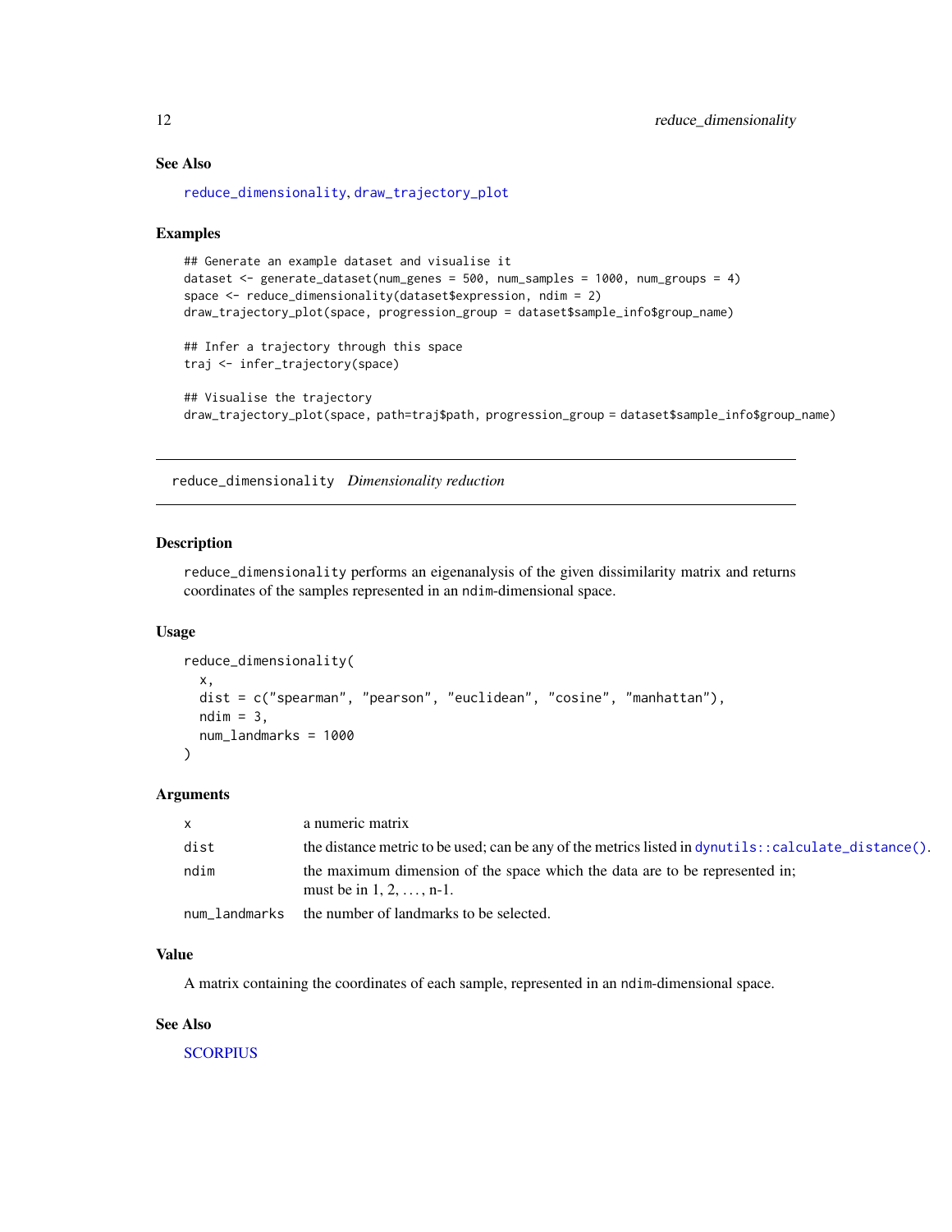### See Also

reduce_dimensionality, draw_trajectory_plot

### Examples

```
## Generate an example dataset and visualise it
dataset <- generate_dataset(num_genes = 500, num_samples = 1000, num_groups = 4)
space <- reduce_dimensionality(dataset$expression, ndim = 2)
draw_trajectory_plot(space, progression_group = dataset$sample_info$group_name)

## Infer a trajectory through this space
traj <- infer_trajectory(space)

## Visualise the trajectory
draw_trajectory_plot(space, path=traj$path, progression_group = dataset$sample_info$group_name)
```

---

## reduce_dimensionality    *Dimensionality reduction*

### Description

reduce_dimensionality performs an eigenanalysis of the given dissimilarity matrix and returns coordinates of the samples represented in an ndim-dimensional space.

### Usage

```
reduce_dimensionality(
  x,
  dist = c("spearman", "pearson", "euclidean", "cosine", "manhattan"),
  ndim = 3,
  num_landmarks = 1000
)
```

### Arguments

| | |
|---|---|
| x | a numeric matrix |
| dist | the distance metric to be used; can be any of the metrics listed in dynutils::calculate_distance(). |
| ndim | the maximum dimension of the space which the data are to be represented in; must be in 1, 2, ..., n-1. |
| num_landmarks | the number of landmarks to be selected. |

### Value

A matrix containing the coordinates of each sample, represented in an ndim-dimensional space.

### See Also

SCORPIUS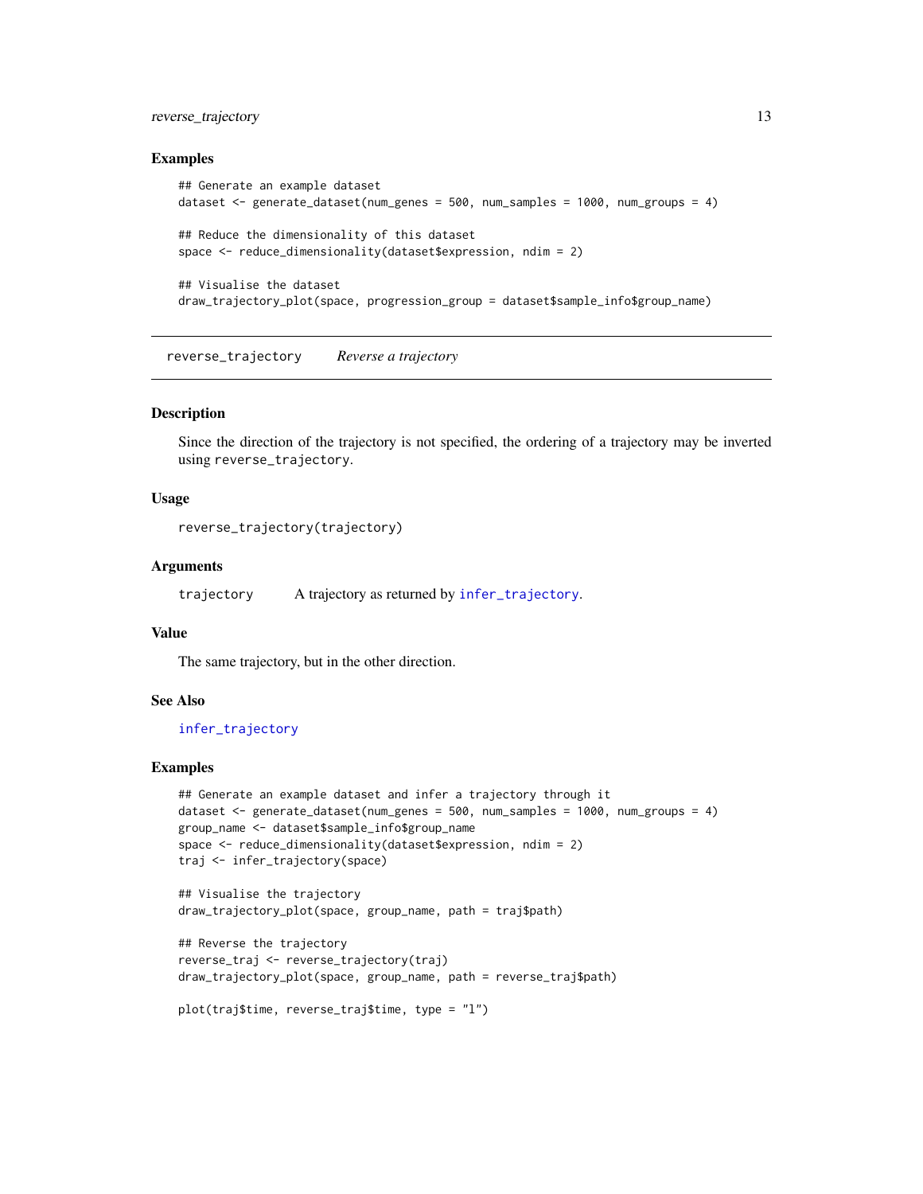### Examples

```
## Generate an example dataset
dataset <- generate_dataset(num_genes = 500, num_samples = 1000, num_groups = 4)

## Reduce the dimensionality of this dataset
space <- reduce_dimensionality(dataset$expression, ndim = 2)

## Visualise the dataset
draw_trajectory_plot(space, progression_group = dataset$sample_info$group_name)
```

---

## reverse_trajectory    *Reverse a trajectory*

---

### Description

Since the direction of the trajectory is not specified, the ordering of a trajectory may be inverted using `reverse_trajectory`.

### Usage

```
reverse_trajectory(trajectory)
```

### Arguments

| | |
|---|---|
| `trajectory` | A trajectory as returned by `infer_trajectory`. |

### Value

The same trajectory, but in the other direction.

### See Also

`infer_trajectory`

### Examples

```
## Generate an example dataset and infer a trajectory through it
dataset <- generate_dataset(num_genes = 500, num_samples = 1000, num_groups = 4)
group_name <- dataset$sample_info$group_name
space <- reduce_dimensionality(dataset$expression, ndim = 2)
traj <- infer_trajectory(space)

## Visualise the trajectory
draw_trajectory_plot(space, group_name, path = traj$path)

## Reverse the trajectory
reverse_traj <- reverse_trajectory(traj)
draw_trajectory_plot(space, group_name, path = reverse_traj$path)

plot(traj$time, reverse_traj$time, type = "l")
```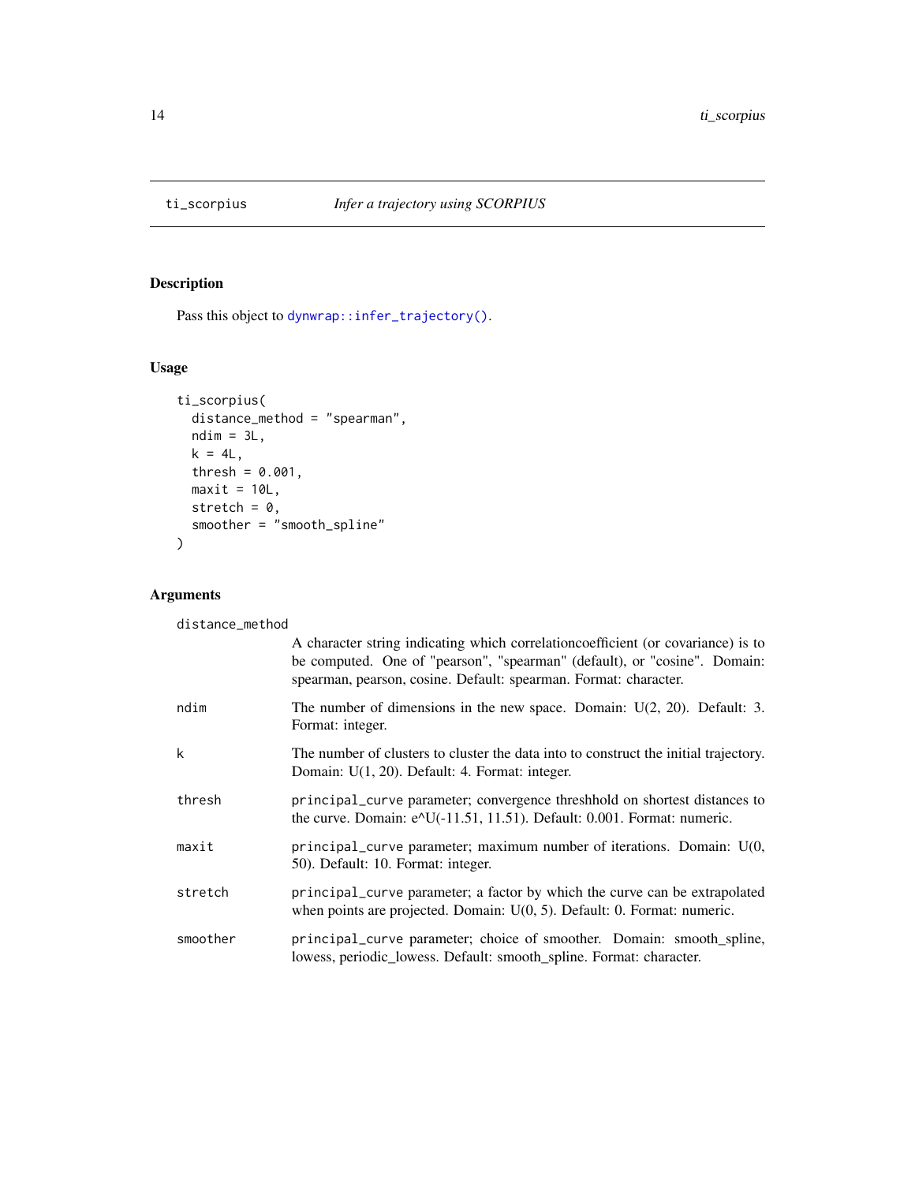## ti_scorpius — *Infer a trajectory using SCORPIUS*

### Description

Pass this object to `dynwrap::infer_trajectory()`.

### Usage

```
ti_scorpius(
  distance_method = "spearman",
  ndim = 3L,
  k = 4L,
  thresh = 0.001,
  maxit = 10L,
  stretch = 0,
  smoother = "smooth_spline"
)
```

### Arguments

`distance_method`
: A character string indicating which correlationcoefficient (or covariance) is to be computed. One of "pearson", "spearman" (default), or "cosine". Domain: spearman, pearson, cosine. Default: spearman. Format: character.

`ndim`
: The number of dimensions in the new space. Domain: U(2, 20). Default: 3. Format: integer.

`k`
: The number of clusters to cluster the data into to construct the initial trajectory. Domain: U(1, 20). Default: 4. Format: integer.

`thresh`
: `principal_curve` parameter; convergence threshhold on shortest distances to the curve. Domain: e^U(-11.51, 11.51). Default: 0.001. Format: numeric.

`maxit`
: `principal_curve` parameter; maximum number of iterations. Domain: U(0, 50). Default: 10. Format: integer.

`stretch`
: `principal_curve` parameter; a factor by which the curve can be extrapolated when points are projected. Domain: U(0, 5). Default: 0. Format: numeric.

`smoother`
: `principal_curve` parameter; choice of smoother. Domain: smooth_spline, lowess, periodic_lowess. Default: smooth_spline. Format: character.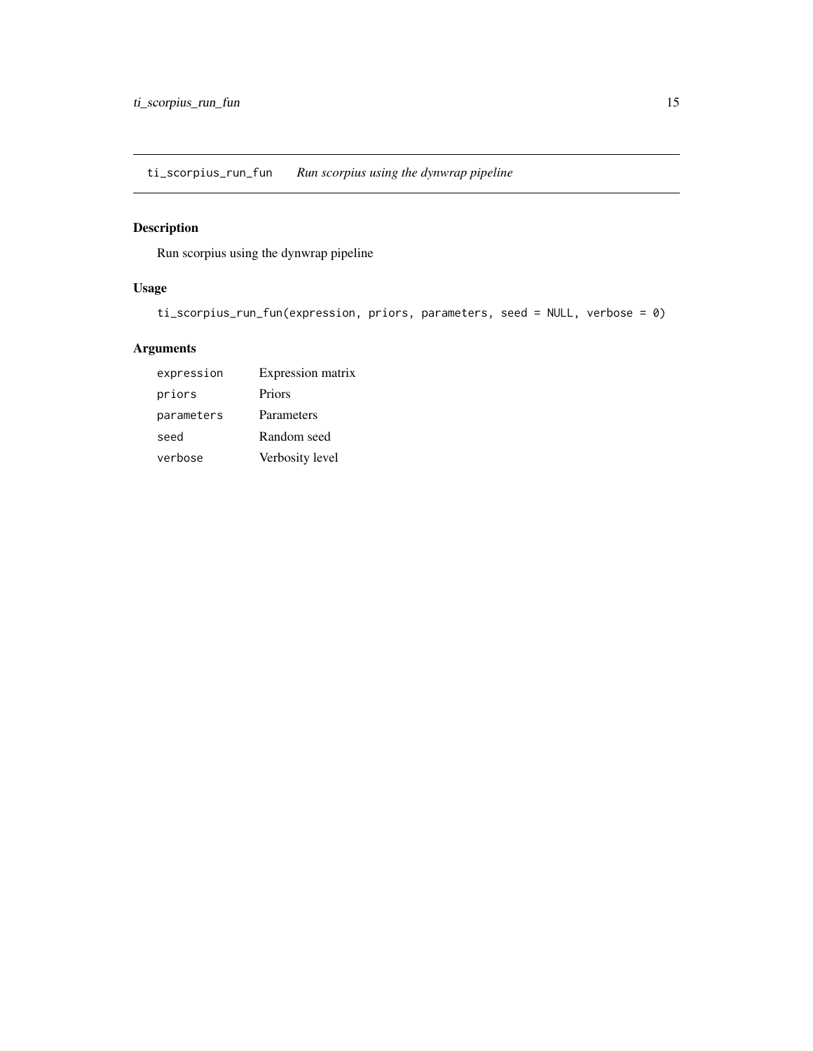## ti_scorpius_run_fun *Run scorpius using the dynwrap pipeline*

### Description

Run scorpius using the dynwrap pipeline

### Usage

```
ti_scorpius_run_fun(expression, priors, parameters, seed = NULL, verbose = 0)
```

### Arguments

| | |
|---|---|
| `expression` | Expression matrix |
| `priors` | Priors |
| `parameters` | Parameters |
| `seed` | Random seed |
| `verbose` | Verbosity level |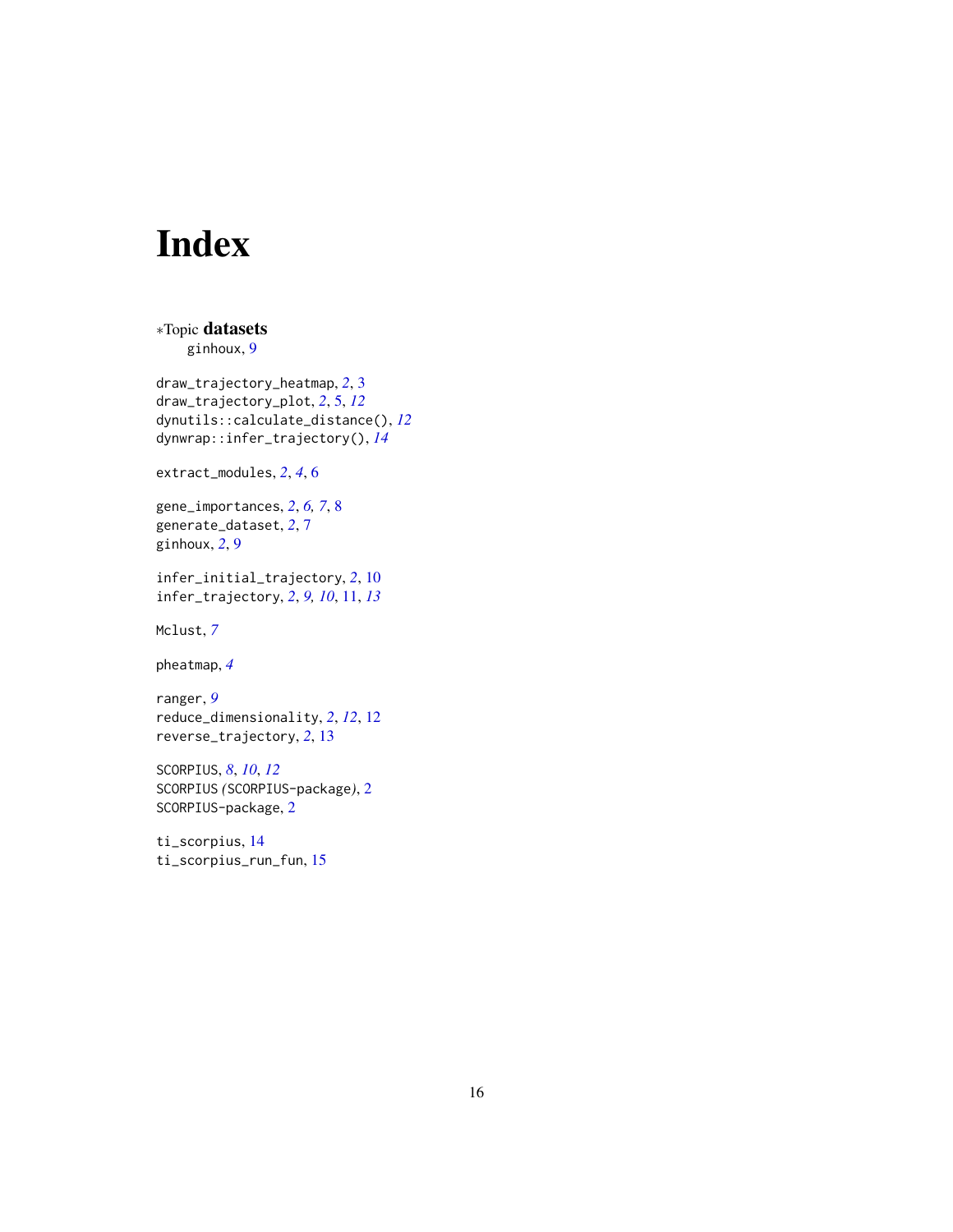# Index

∗Topic **datasets**
    ginhoux, 9

draw_trajectory_heatmap, *2*, 3
draw_trajectory_plot, *2*, 5, *12*
dynutils::calculate_distance(), *12*
dynwrap::infer_trajectory(), *14*

extract_modules, *2*, *4*, 6

gene_importances, *2*, *6, 7*, 8
generate_dataset, *2*, 7
ginhoux, *2*, 9

infer_initial_trajectory, *2*, 10
infer_trajectory, *2*, *9, 10*, 11, *13*

Mclust, *7*

pheatmap, *4*

ranger, *9*
reduce_dimensionality, *2*, *12*, 12
reverse_trajectory, *2*, 13

SCORPIUS, *8*, *10*, *12*
SCORPIUS *(*SCORPIUS-package*)*, 2
SCORPIUS-package, 2

ti_scorpius, 14
ti_scorpius_run_fun, 15